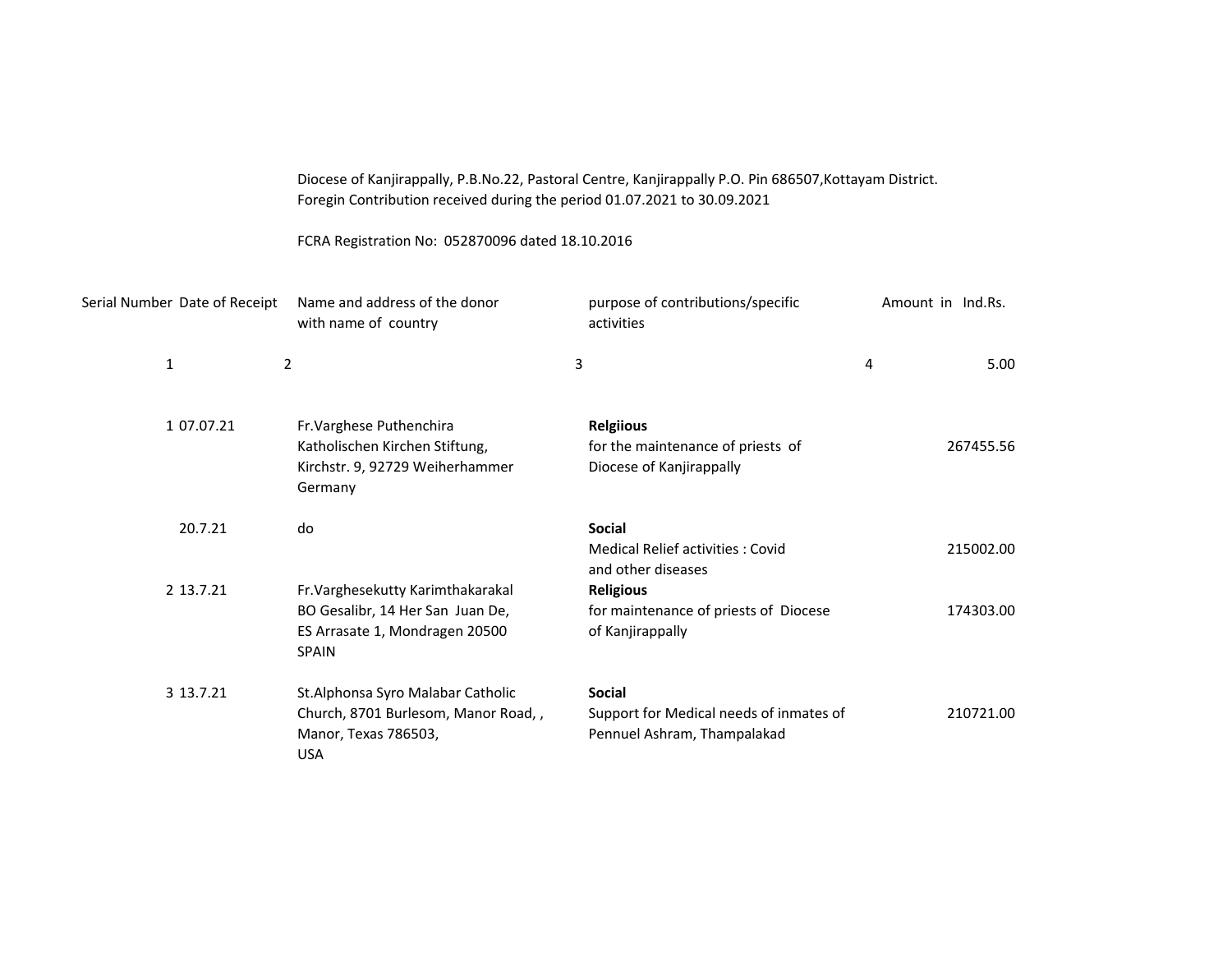Diocese of Kanjirappally, P.B.No.22, Pastoral Centre, Kanjirappally P.O. Pin 686507,Kottayam District.
Foregin Contribution received during the period 01.07.2021 to 30.09.2021

FCRA Registration No: 052870096 dated 18.10.2016

| Serial Number | Date of Receipt | Name and address of the donor with name of country | purpose of contributions/specific activities | Amount in Ind.Rs. |
|---|---|---|---|---|
| 1 | 2 | 3 | 4 | 5.00 |
| 1 | 07.07.21 | Fr.Varghese Puthenchira Katholischen Kirchen Stiftung, Kirchstr. 9, 92729 Weiherhammer Germany | **Relgiious** for the maintenance of priests of Diocese of Kanjirappally | 267455.56 |
| | 20.7.21 | do | **Social** Medical Relief activities : Covid and other diseases | 215002.00 |
| 2 | 13.7.21 | Fr.Varghesekutty Karimthakarakal BO Gesalibr, 14 Her San Juan De, ES Arrasate 1, Mondragen 20500 SPAIN | **Religious** for maintenance of priests of Diocese of Kanjirappally | 174303.00 |
| 3 | 13.7.21 | St.Alphonsa Syro Malabar Catholic Church, 8701 Burlesom, Manor Road, , Manor, Texas 786503, USA | **Social** Support for Medical needs of inmates of Pennuel Ashram, Thampalakad | 210721.00 |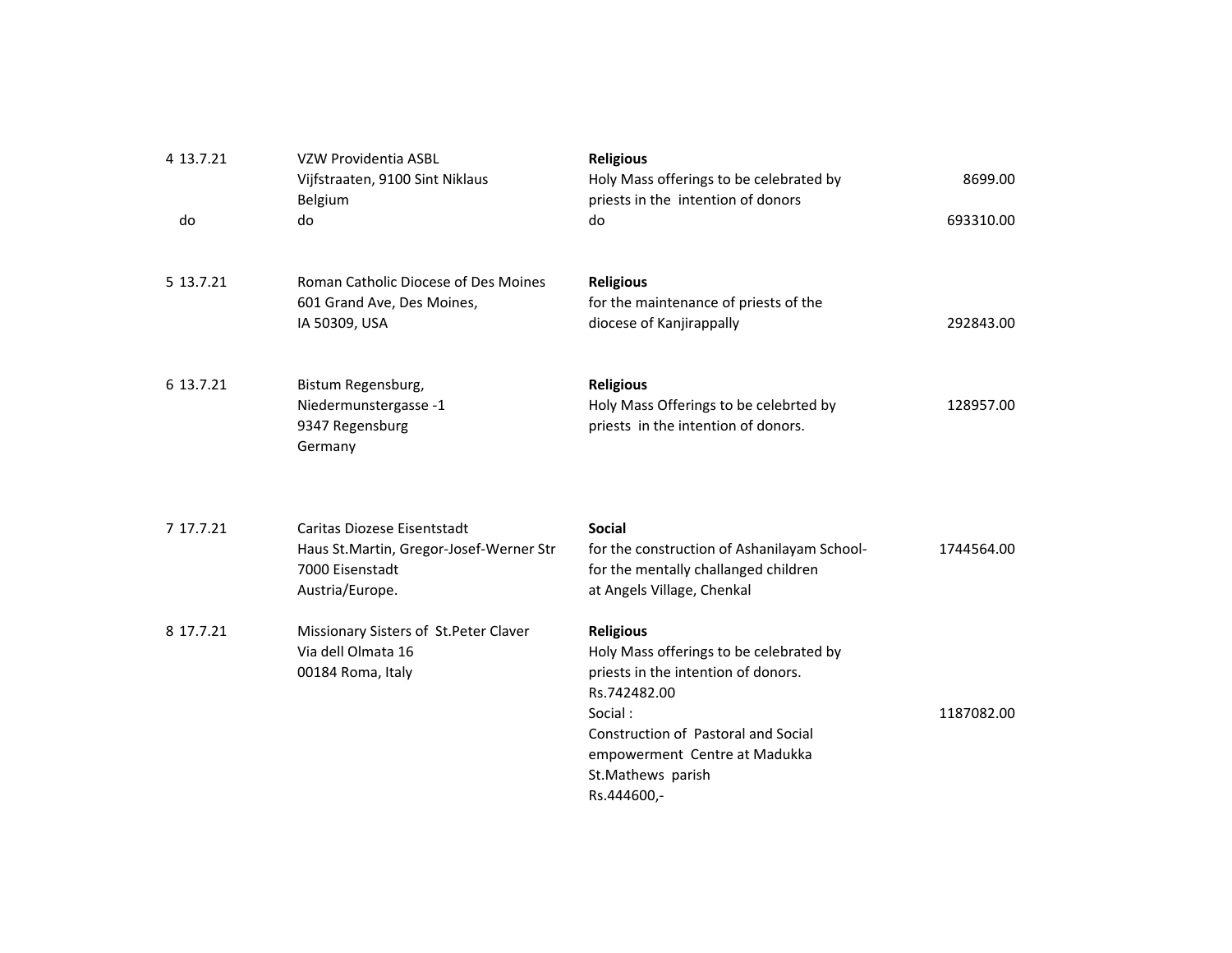| | | | |
|---|---|---|---|
| 4 13.7.21 | VZW Providentia ASBL<br>Vijfstraaten, 9100 Sint Niklaus<br>Belgium | **Religious**<br>Holy Mass offerings to be celebrated by priests in the intention of donors | 8699.00 |
| do | do | do | 693310.00 |
| 5 13.7.21 | Roman Catholic Diocese of Des Moines<br>601 Grand Ave, Des Moines,<br>IA 50309, USA | **Religious**<br>for the maintenance of priests of the diocese of Kanjirappally | 292843.00 |
| 6 13.7.21 | Bistum Regensburg,<br>Niedermunstergasse -1<br>9347 Regensburg<br>Germany | **Religious**<br>Holy Mass Offerings to be celebrted by priests in the intention of donors. | 128957.00 |
| 7 17.7.21 | Caritas Diozese Eisentstadt<br>Haus St.Martin, Gregor-Josef-Werner Str<br>7000 Eisenstadt<br>Austria/Europe. | **Social**<br>for the construction of Ashanilayam School-for the mentally challanged children at Angels Village, Chenkal | 1744564.00 |
| 8 17.7.21 | Missionary Sisters of St.Peter Claver<br>Via dell Olmata 16<br>00184 Roma, Italy | **Religious**<br>Holy Mass offerings to be celebrated by priests in the intention of donors.<br>Rs.742482.00<br>Social :<br>Construction of Pastoral and Social empowerment Centre at Madukka St.Mathews parish<br>Rs.444600,- | 1187082.00 |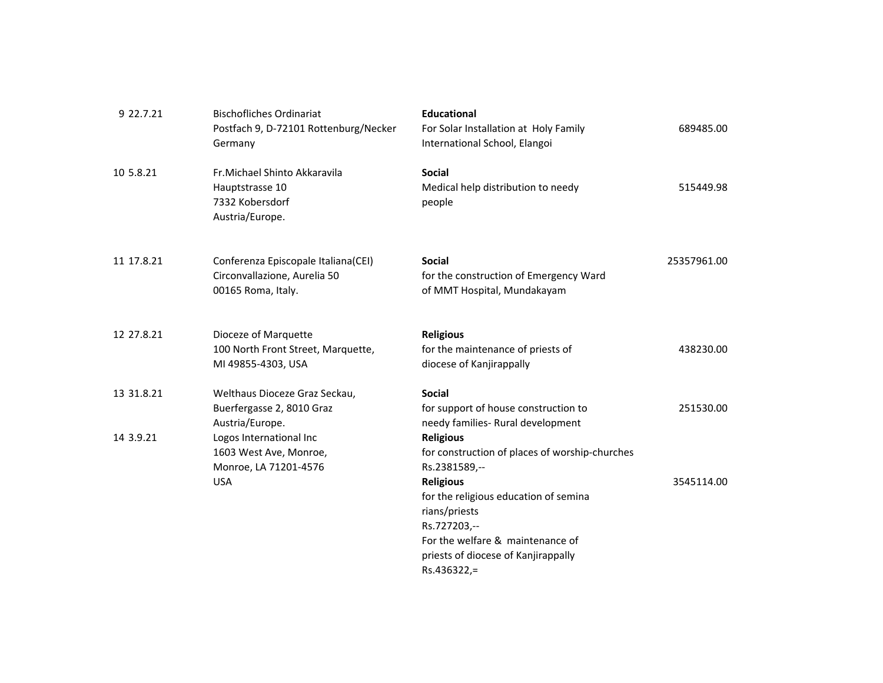| No. | Date | Donor | Purpose | Amount |
|---|---|---|---|---|
| 9 | 22.7.21 | Bischofliches Ordinariat<br>Postfach 9, D-72101 Rottenburg/Necker<br>Germany | **Educational**<br>For Solar Installation at Holy Family International School, Elangoi | 689485.00 |
| 10 | 5.8.21 | Fr.Michael Shinto Akkaravila<br>Hauptstrasse 10<br>7332 Kobersdorf<br>Austria/Europe. | **Social**<br>Medical help distribution to needy people | 515449.98 |
| 11 | 17.8.21 | Conferenza Episcopale Italiana(CEI)<br>Circonvallazione, Aurelia 50<br>00165 Roma, Italy. | **Social**<br>for the construction of Emergency Ward of MMT Hospital, Mundakayam | 25357961.00 |
| 12 | 27.8.21 | Dioceze of Marquette<br>100 North Front Street, Marquette,<br>MI 49855-4303, USA | **Religious**<br>for the maintenance of priests of diocese of Kanjirappally | 438230.00 |
| 13 | 31.8.21 | Welthaus Dioceze Graz Seckau,<br>Buerfergasse 2, 8010 Graz<br>Austria/Europe. | **Social**<br>for support of house construction to needy families- Rural development | 251530.00 |
| 14 | 3.9.21 | Logos International Inc<br>1603 West Ave, Monroe,<br>Monroe, LA 71201-4576<br>USA | **Religious**<br>for construction of places of worship-churches<br>Rs.2381589,--<br>**Religious**<br>for the religious education of semina rians/priests<br>Rs.727203,--<br>For the welfare & maintenance of priests of diocese of Kanjirappally<br>Rs.436322,= | 3545114.00 |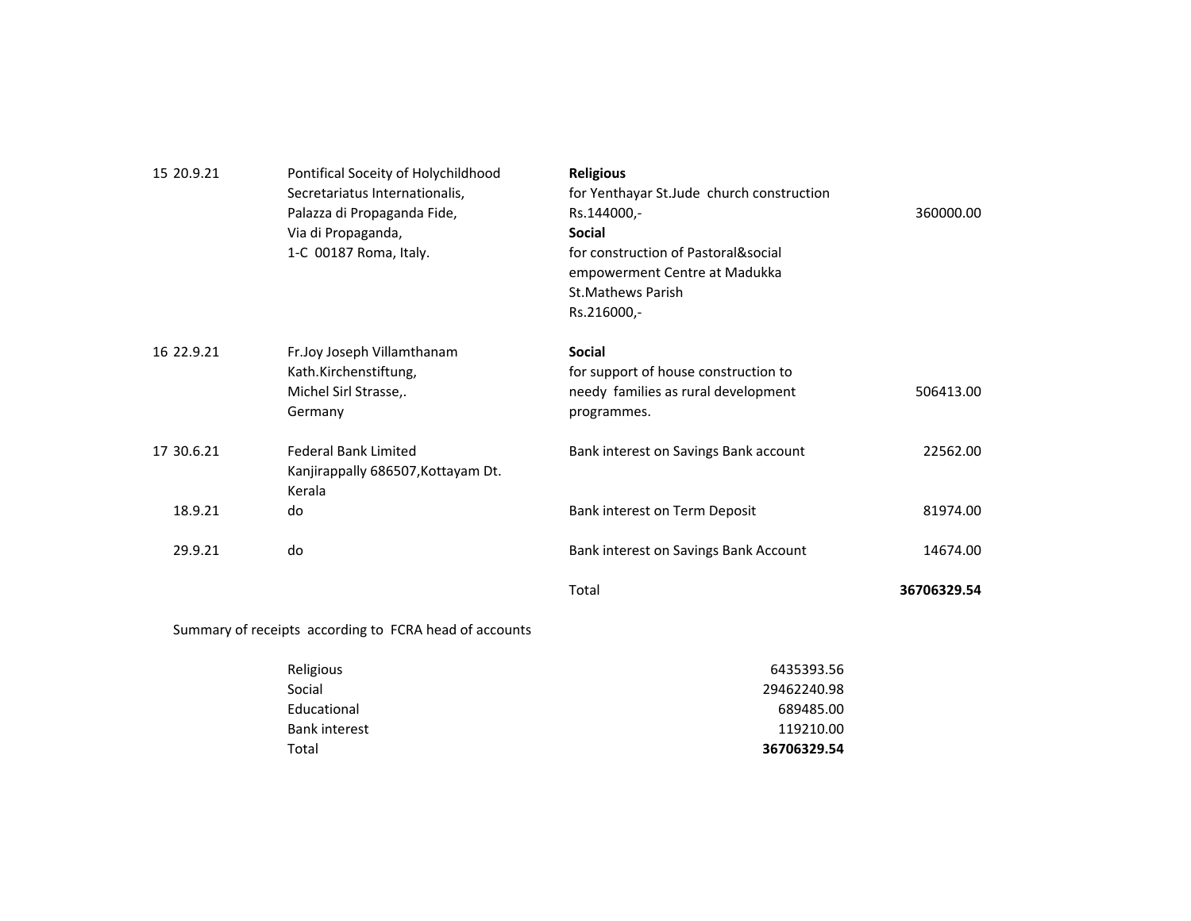| | | | | |
|---|---|---|---|---|
| 15 | 20.9.21 | Pontifical Soceity of Holychildhood<br>Secretariatus Internationalis,<br>Palazza di Propaganda Fide,<br>Via di Propaganda,<br>1-C 00187 Roma, Italy. | **Religious**<br>for Yenthayar St.Jude church construction<br>Rs.144000,-<br>**Social**<br>for construction of Pastoral&social empowerment Centre at Madukka St.Mathews Parish<br>Rs.216000,- | 360000.00 |
| 16 | 22.9.21 | Fr.Joy Joseph Villamthanam<br>Kath.Kirchenstiftung,<br>Michel Sirl Strasse,.<br>Germany | **Social**<br>for support of house construction to needy families as rural development programmes. | 506413.00 |
| 17 | 30.6.21 | Federal Bank Limited<br>Kanjirappally 686507,Kottayam Dt.<br>Kerala | Bank interest on Savings Bank account | 22562.00 |
| | 18.9.21 | do | Bank interest on Term Deposit | 81974.00 |
| | 29.9.21 | do | Bank interest on Savings Bank Account | 14674.00 |
| | | | Total | **36706329.54** |

Summary of receipts according to FCRA head of accounts

| | |
|---|---|
| Religious | 6435393.56 |
| Social | 29462240.98 |
| Educational | 689485.00 |
| Bank interest | 119210.00 |
| Total | **36706329.54** |